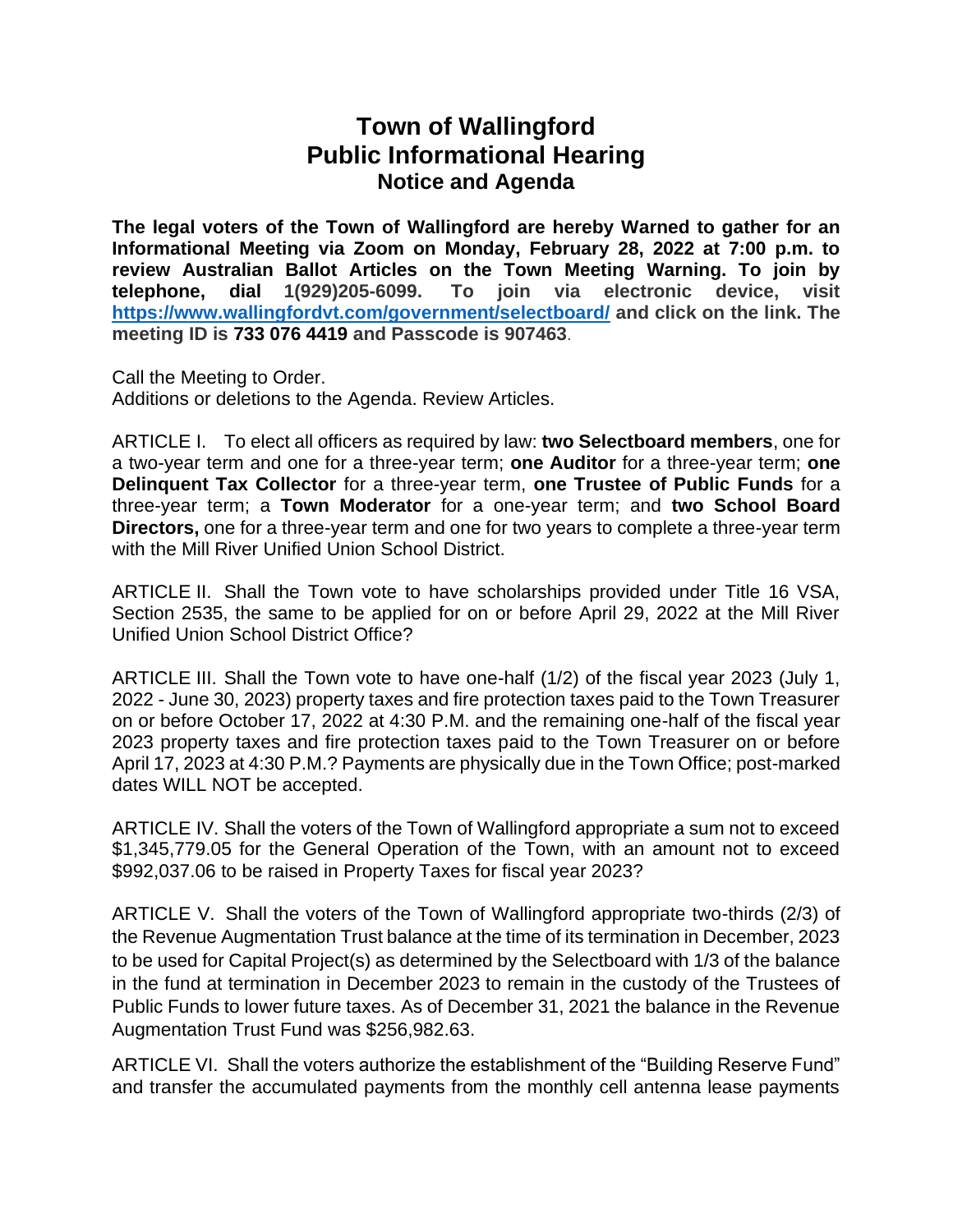# Town of Wallingford
# Public Informational Hearing
## Notice and Agenda

**The legal voters of the Town of Wallingford are hereby Warned to gather for an Informational Meeting via Zoom on Monday, February 28, 2022 at 7:00 p.m. to review Australian Ballot Articles on the Town Meeting Warning. To join by telephone, dial 1(929)205-6099. To join via electronic device, visit [https://www.wallingfordvt.com/government/selectboard/](https://www.wallingfordvt.com/government/selectboard/) and click on the link. The meeting ID is 733 076 4419 and Passcode is 907463**.

Call the Meeting to Order.
Additions or deletions to the Agenda. Review Articles.

ARTICLE I. To elect all officers as required by law: **two Selectboard members**, one for a two-year term and one for a three-year term; **one Auditor** for a three-year term; **one Delinquent Tax Collector** for a three-year term, **one Trustee of Public Funds** for a three-year term; a **Town Moderator** for a one-year term; and **two School Board Directors,** one for a three-year term and one for two years to complete a three-year term with the Mill River Unified Union School District.

ARTICLE II. Shall the Town vote to have scholarships provided under Title 16 VSA, Section 2535, the same to be applied for on or before April 29, 2022 at the Mill River Unified Union School District Office?

ARTICLE III. Shall the Town vote to have one-half (1/2) of the fiscal year 2023 (July 1, 2022 - June 30, 2023) property taxes and fire protection taxes paid to the Town Treasurer on or before October 17, 2022 at 4:30 P.M. and the remaining one-half of the fiscal year 2023 property taxes and fire protection taxes paid to the Town Treasurer on or before April 17, 2023 at 4:30 P.M.? Payments are physically due in the Town Office; post-marked dates WILL NOT be accepted.

ARTICLE IV. Shall the voters of the Town of Wallingford appropriate a sum not to exceed $1,345,779.05 for the General Operation of the Town, with an amount not to exceed $992,037.06 to be raised in Property Taxes for fiscal year 2023?

ARTICLE V. Shall the voters of the Town of Wallingford appropriate two-thirds (2/3) of the Revenue Augmentation Trust balance at the time of its termination in December, 2023 to be used for Capital Project(s) as determined by the Selectboard with 1/3 of the balance in the fund at termination in December 2023 to remain in the custody of the Trustees of Public Funds to lower future taxes. As of December 31, 2021 the balance in the Revenue Augmentation Trust Fund was $256,982.63.

ARTICLE VI. Shall the voters authorize the establishment of the "Building Reserve Fund" and transfer the accumulated payments from the monthly cell antenna lease payments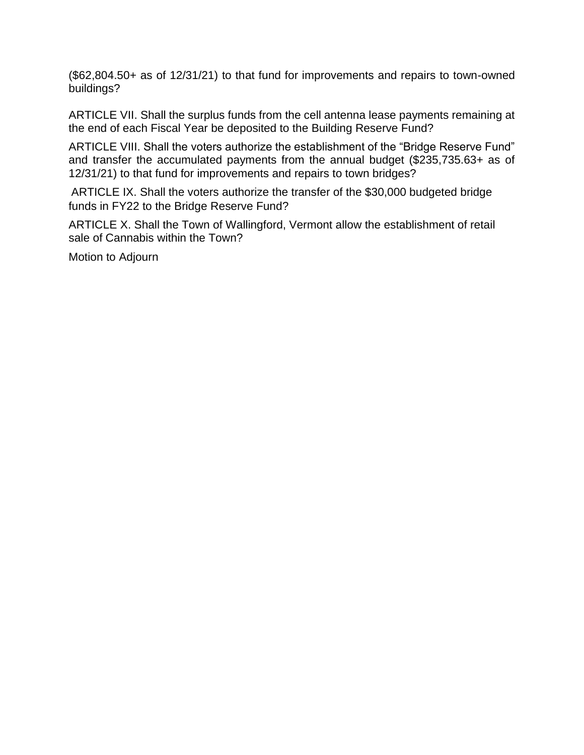($62,804.50+ as of 12/31/21) to that fund for improvements and repairs to town-owned buildings?

ARTICLE VII. Shall the surplus funds from the cell antenna lease payments remaining at the end of each Fiscal Year be deposited to the Building Reserve Fund?

ARTICLE VIII. Shall the voters authorize the establishment of the "Bridge Reserve Fund" and transfer the accumulated payments from the annual budget ($235,735.63+ as of 12/31/21) to that fund for improvements and repairs to town bridges?

ARTICLE IX. Shall the voters authorize the transfer of the $30,000 budgeted bridge funds in FY22 to the Bridge Reserve Fund?

ARTICLE X. Shall the Town of Wallingford, Vermont allow the establishment of retail sale of Cannabis within the Town?

Motion to Adjourn